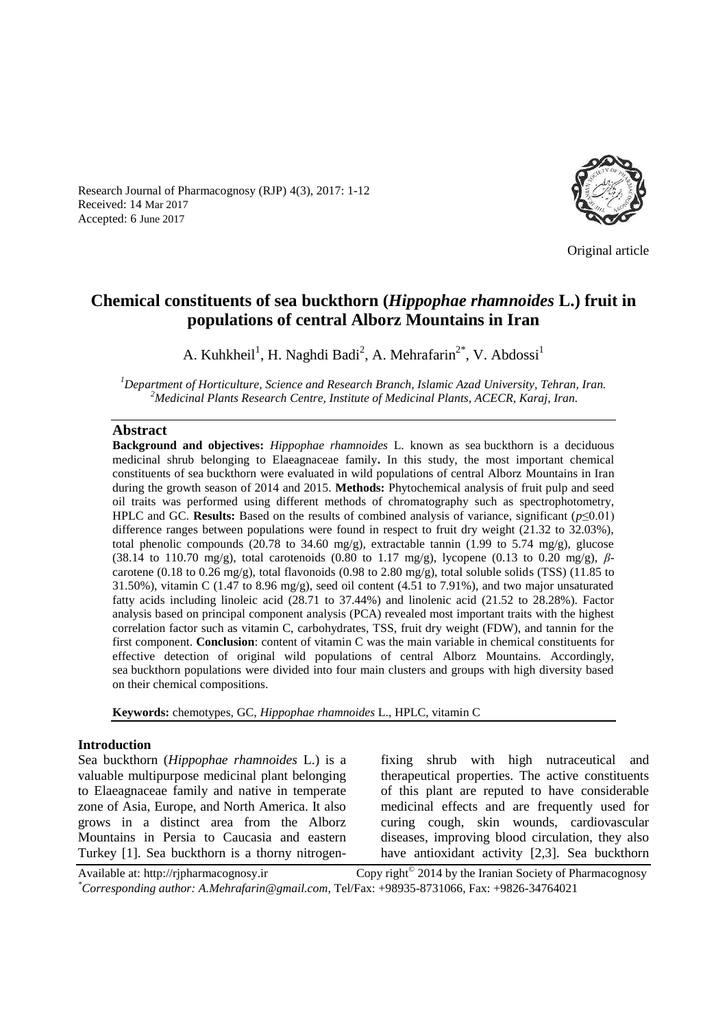Received: 14 Mar 2017
Accepted: 6 June 2017

Original article

# Chemical constituents of sea buckthorn (*Hippophae rhamnoides* L.) fruit in populations of central Alborz Mountains in Iran

A. Kuhkheil[1], H. Naghdi Badi[2], A. Mehrafarin[2*], V. Abdossi[1]

[1]*Department of Horticulture, Science and Research Branch, Islamic Azad University, Tehran, Iran.*
[2]*Medicinal Plants Research Centre, Institute of Medicinal Plants, ACECR, Karaj, Iran.*

## Abstract

**Background and objectives:** *Hippophae rhamnoides* L. known as sea buckthorn is a deciduous medicinal shrub belonging to Elaeagnaceae family**.** In this study, the most important chemical constituents of sea buckthorn were evaluated in wild populations of central Alborz Mountains in Iran during the growth season of 2014 and 2015. **Methods:** Phytochemical analysis of fruit pulp and seed oil traits was performed using different methods of chromatography such as spectrophotometry, HPLC and GC. **Results:** Based on the results of combined analysis of variance, significant ($p \leq 0.01$) difference ranges between populations were found in respect to fruit dry weight (21.32 to 32.03%), total phenolic compounds (20.78 to 34.60 mg/g), extractable tannin (1.99 to 5.74 mg/g), glucose (38.14 to 110.70 mg/g), total carotenoids (0.80 to 1.17 mg/g), lycopene (0.13 to 0.20 mg/g), *β*-carotene (0.18 to 0.26 mg/g), total flavonoids (0.98 to 2.80 mg/g), total soluble solids (TSS) (11.85 to 31.50%), vitamin C (1.47 to 8.96 mg/g), seed oil content (4.51 to 7.91%), and two major unsaturated fatty acids including linoleic acid (28.71 to 37.44%) and linolenic acid (21.52 to 28.28%). Factor analysis based on principal component analysis (PCA) revealed most important traits with the highest correlation factor such as vitamin C, carbohydrates, TSS, fruit dry weight (FDW), and tannin for the first component. **Conclusion**: content of vitamin C was the main variable in chemical constituents for effective detection of original wild populations of central Alborz Mountains. Accordingly, sea buckthorn populations were divided into four main clusters and groups with high diversity based on their chemical compositions.

**Keywords:** chemotypes, GC, *Hippophae rhamnoides* L., HPLC, vitamin C

## Introduction

Sea buckthorn (*Hippophae rhamnoides* L.) is a valuable multipurpose medicinal plant belonging to Elaeagnaceae family and native in temperate zone of Asia, Europe, and North America. It also grows in a distinct area from the Alborz Mountains in Persia to Caucasia and eastern Turkey [1]. Sea buckthorn is a thorny nitrogen-fixing shrub with high nutraceutical and therapeutical properties. The active constituents of this plant are reputed to have considerable medicinal effects and are frequently used for curing cough, skin wounds, cardiovascular diseases, improving blood circulation, they also have antioxidant activity [2,3]. Sea buckthorn

Available at: http://rjpharmacognosy.ir Copy right© 2014 by the Iranian Society of Pharmacognosy
*Corresponding author: A.Mehrafarin@gmail.com, Tel/Fax: +98935-8731066, Fax: +9826-34764021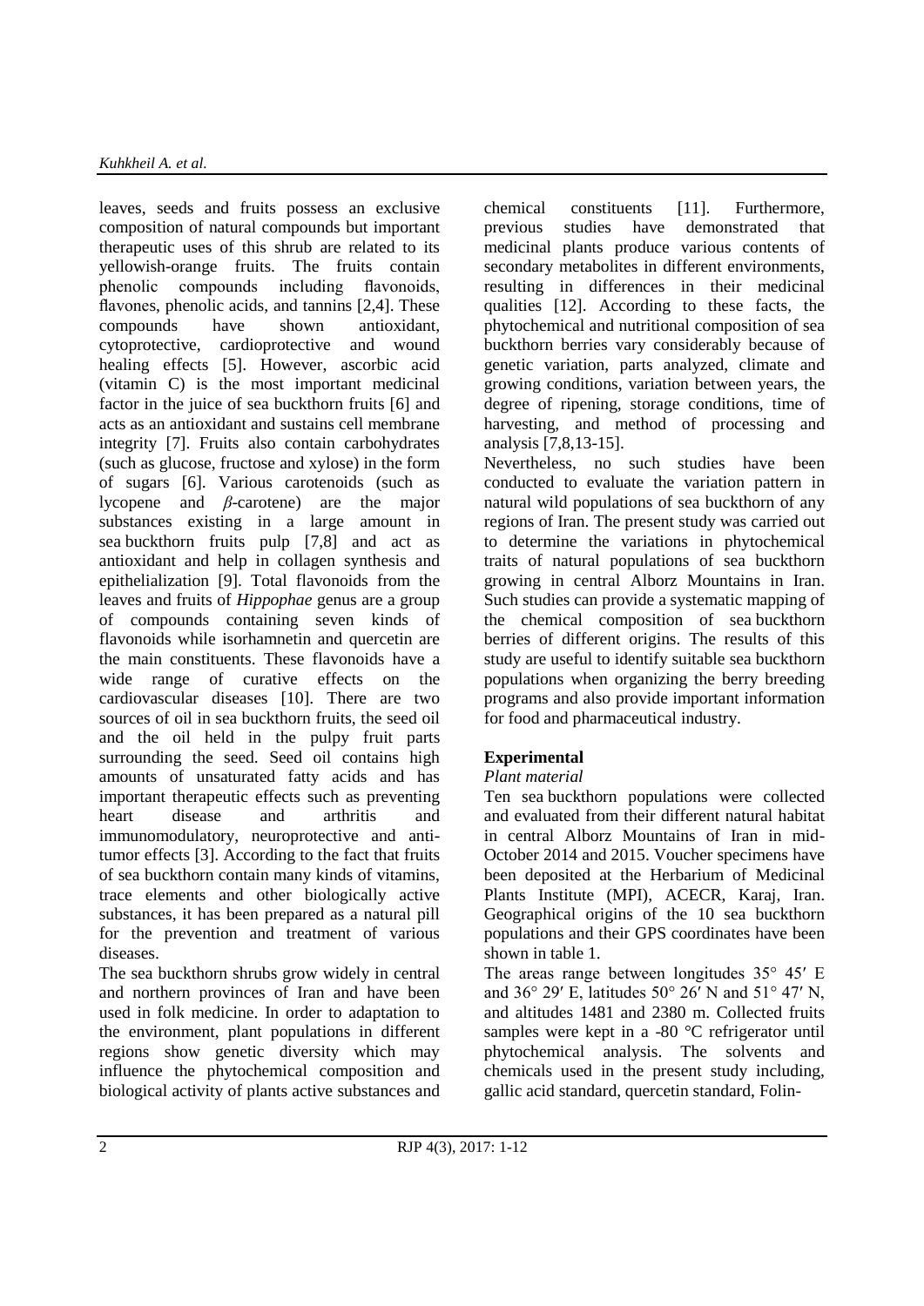leaves, seeds and fruits possess an exclusive composition of natural compounds but important therapeutic uses of this shrub are related to its yellowish-orange fruits. The fruits contain phenolic compounds including flavonoids, flavones, phenolic acids, and tannins [2,4]. These compounds have shown antioxidant, cytoprotective, cardioprotective and wound healing effects [5]. However, ascorbic acid (vitamin C) is the most important medicinal factor in the juice of sea buckthorn fruits [6] and acts as an antioxidant and sustains cell membrane integrity [7]. Fruits also contain carbohydrates (such as glucose, fructose and xylose) in the form of sugars [6]. Various carotenoids (such as lycopene and *β*-carotene) are the major substances existing in a large amount in sea buckthorn fruits pulp [7,8] and act as antioxidant and help in collagen synthesis and epithelialization [9]. Total flavonoids from the leaves and fruits of *Hippophae* genus are a group of compounds containing seven kinds of flavonoids while isorhamnetin and quercetin are the main constituents. These flavonoids have a wide range of curative effects on the cardiovascular diseases [10]. There are two sources of oil in sea buckthorn fruits, the seed oil and the oil held in the pulpy fruit parts surrounding the seed. Seed oil contains high amounts of unsaturated fatty acids and has important therapeutic effects such as preventing heart disease and arthritis and immunomodulatory, neuroprotective and anti-tumor effects [3]. According to the fact that fruits of sea buckthorn contain many kinds of vitamins, trace elements and other biologically active substances, it has been prepared as a natural pill for the prevention and treatment of various diseases.

The sea buckthorn shrubs grow widely in central and northern provinces of Iran and have been used in folk medicine. In order to adaptation to the environment, plant populations in different regions show genetic diversity which may influence the phytochemical composition and biological activity of plants active substances and chemical constituents [11]. Furthermore, previous studies have demonstrated that medicinal plants produce various contents of secondary metabolites in different environments, resulting in differences in their medicinal qualities [12]. According to these facts, the phytochemical and nutritional composition of sea buckthorn berries vary considerably because of genetic variation, parts analyzed, climate and growing conditions, variation between years, the degree of ripening, storage conditions, time of harvesting, and method of processing and analysis [7,8,13-15].

Nevertheless, no such studies have been conducted to evaluate the variation pattern in natural wild populations of sea buckthorn of any regions of Iran. The present study was carried out to determine the variations in phytochemical traits of natural populations of sea buckthorn growing in central Alborz Mountains in Iran. Such studies can provide a systematic mapping of the chemical composition of sea buckthorn berries of different origins. The results of this study are useful to identify suitable sea buckthorn populations when organizing the berry breeding programs and also provide important information for food and pharmaceutical industry.

## Experimental

### *Plant material*

Ten sea buckthorn populations were collected and evaluated from their different natural habitat in central Alborz Mountains of Iran in mid-October 2014 and 2015. Voucher specimens have been deposited at the Herbarium of Medicinal Plants Institute (MPI), ACECR, Karaj, Iran. Geographical origins of the 10 sea buckthorn populations and their GPS coordinates have been shown in table 1.

The areas range between longitudes 35° 45′ E and 36° 29′ E, latitudes 50° 26′ N and 51° 47′ N, and altitudes 1481 and 2380 m. Collected fruits samples were kept in a -80 °C refrigerator until phytochemical analysis. The solvents and chemicals used in the present study including, gallic acid standard, quercetin standard, Folin-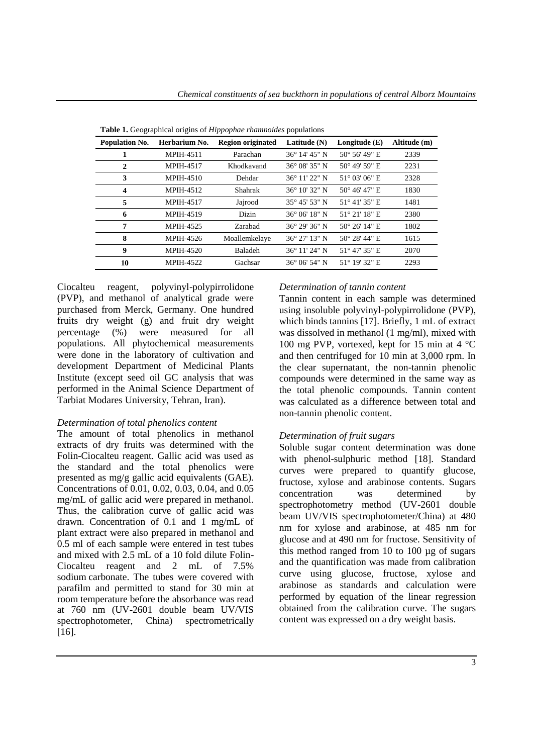**Table 1.** Geographical origins of *Hippophae rhamnoides* populations

| Population No. | Herbarium No. | Region originated | Latitude (N) | Longitude (E) | Altitude (m) |
|---|---|---|---|---|---|
| **1** | MPIH-4511 | Parachan | 36° 14' 45" N | 50° 56' 49" E | 2339 |
| **2** | MPIH-4517 | Khodkavand | 36° 08' 35" N | 50° 49' 59" E | 2231 |
| **3** | MPIH-4510 | Dehdar | 36° 11' 22" N | 51° 03' 06" E | 2328 |
| **4** | MPIH-4512 | Shahrak | 36° 10' 32" N | 50° 46' 47" E | 1830 |
| **5** | MPIH-4517 | Jajrood | 35° 45' 53" N | 51° 41' 35" E | 1481 |
| **6** | MPIH-4519 | Dizin | 36° 06' 18" N | 51° 21' 18" E | 2380 |
| **7** | MPIH-4525 | Zarabad | 36° 29' 36" N | 50° 26' 14" E | 1802 |
| **8** | MPIH-4526 | Moallemkelaye | 36° 27' 13" N | 50° 28' 44" E | 1615 |
| **9** | MPIH-4520 | Baladeh | 36° 11' 24" N | 51° 47' 35" E | 2070 |
| **10** | MPIH-4522 | Gachsar | 36° 06' 54" N | 51° 19' 32" E | 2293 |

Ciocalteu reagent, polyvinyl-polypirrolidone (PVP), and methanol of analytical grade were purchased from Merck, Germany. One hundred fruits dry weight (g) and fruit dry weight percentage (%) were measured for all populations. All phytochemical measurements were done in the laboratory of cultivation and development Department of Medicinal Plants Institute (except seed oil GC analysis that was performed in the Animal Science Department of Tarbiat Modares University, Tehran, Iran).

*Determination of total phenolics content*

The amount of total phenolics in methanol extracts of dry fruits was determined with the Folin-Ciocalteu reagent. Gallic acid was used as the standard and the total phenolics were presented as mg/g gallic acid equivalents (GAE). Concentrations of 0.01, 0.02, 0.03, 0.04, and 0.05 mg/mL of gallic acid were prepared in methanol. Thus, the calibration curve of gallic acid was drawn. Concentration of 0.1 and 1 mg/mL of plant extract were also prepared in methanol and 0.5 ml of each sample were entered in test tubes and mixed with 2.5 mL of a 10 fold dilute Folin-Ciocalteu reagent and 2 mL of 7.5% sodium carbonate. The tubes were covered with parafilm and permitted to stand for 30 min at room temperature before the absorbance was read at 760 nm (UV-2601 double beam UV/VIS spectrophotometer, China) spectrometrically [16].

*Determination of tannin content*

Tannin content in each sample was determined using insoluble polyvinyl-polypirrolidone (PVP), which binds tannins [17]. Briefly, 1 mL of extract was dissolved in methanol (1 mg/ml), mixed with 100 mg PVP, vortexed, kept for 15 min at 4 °C and then centrifuged for 10 min at 3,000 rpm. In the clear supernatant, the non-tannin phenolic compounds were determined in the same way as the total phenolic compounds. Tannin content was calculated as a difference between total and non-tannin phenolic content.

*Determination of fruit sugars*

Soluble sugar content determination was done with phenol-sulphuric method [18]. Standard curves were prepared to quantify glucose, fructose, xylose and arabinose contents. Sugars concentration was determined by spectrophotometry method (UV-2601 double beam UV/VIS spectrophotometer/China) at 480 nm for xylose and arabinose, at 485 nm for glucose and at 490 nm for fructose. Sensitivity of this method ranged from 10 to 100 µg of sugars and the quantification was made from calibration curve using glucose, fructose, xylose and arabinose as standards and calculation were performed by equation of the linear regression obtained from the calibration curve. The sugars content was expressed on a dry weight basis.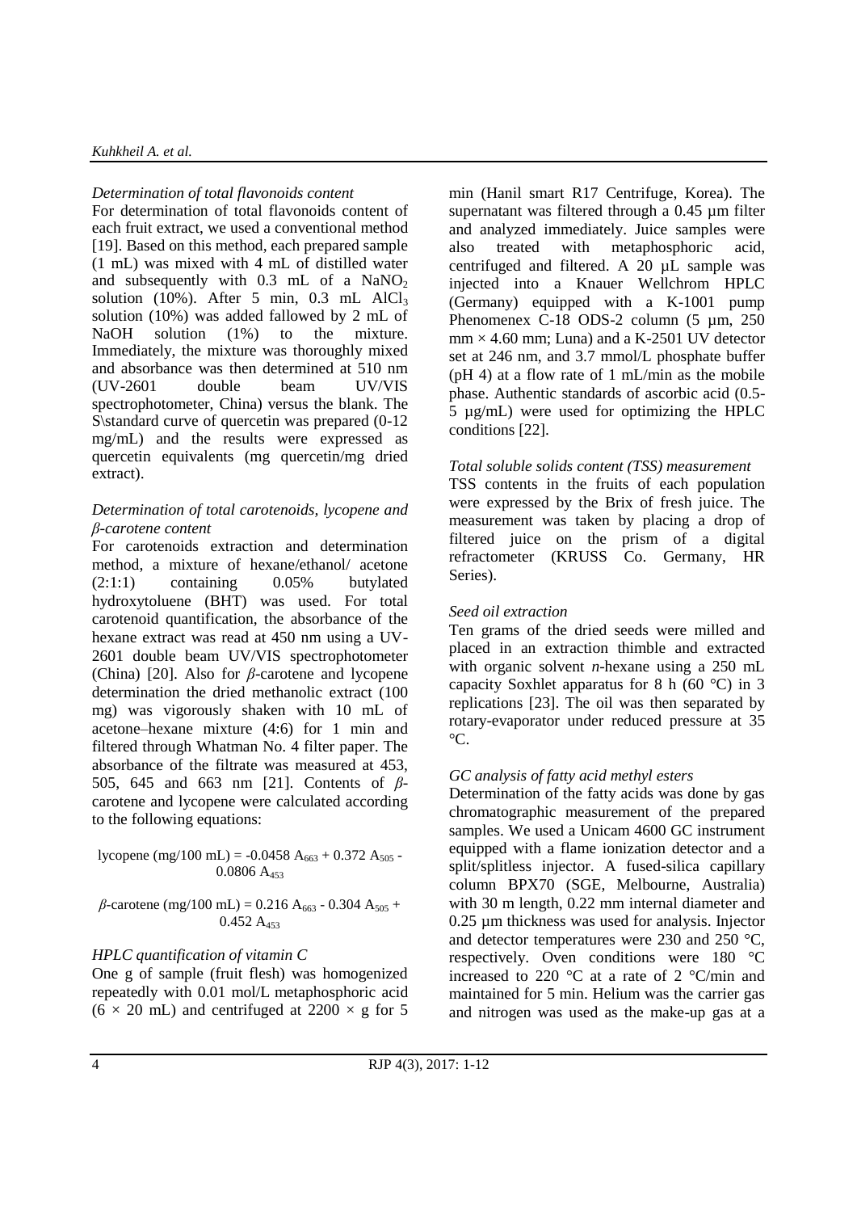*Determination of total flavonoids content*

For determination of total flavonoids content of each fruit extract, we used a conventional method [19]. Based on this method, each prepared sample (1 mL) was mixed with 4 mL of distilled water and subsequently with 0.3 mL of a $NaNO_2$ solution (10%). After 5 min, 0.3 mL $AlCl_3$ solution (10%) was added fallowed by 2 mL of NaOH solution (1%) to the mixture. Immediately, the mixture was thoroughly mixed and absorbance was then determined at 510 nm (UV-2601 double beam UV/VIS spectrophotometer, China) versus the blank. The S\standard curve of quercetin was prepared (0-12 mg/mL) and the results were expressed as quercetin equivalents (mg quercetin/mg dried extract).

*Determination of total carotenoids, lycopene and β-carotene content*

For carotenoids extraction and determination method, a mixture of hexane/ethanol/ acetone (2:1:1) containing 0.05% butylated hydroxytoluene (BHT) was used. For total carotenoid quantification, the absorbance of the hexane extract was read at 450 nm using a UV-2601 double beam UV/VIS spectrophotometer (China) [20]. Also for *β*-carotene and lycopene determination the dried methanolic extract (100 mg) was vigorously shaken with 10 mL of acetone–hexane mixture (4:6) for 1 min and filtered through Whatman No. 4 filter paper. The absorbance of the filtrate was measured at 453, 505, 645 and 663 nm [21]. Contents of *β*-carotene and lycopene were calculated according to the following equations:

$$\text{lycopene (mg/100 mL)} = -0.0458\ A_{663} + 0.372\ A_{505} - 0.0806\ A_{453}$$

$$\beta\text{-carotene (mg/100 mL)} = 0.216\ A_{663} - 0.304\ A_{505} + 0.452\ A_{453}$$

*HPLC quantification of vitamin C*

One g of sample (fruit flesh) was homogenized repeatedly with 0.01 mol/L metaphosphoric acid ($6 \times 20$ mL) and centrifuged at $2200 \times g$ for 5 min (Hanil smart R17 Centrifuge, Korea). The supernatant was filtered through a 0.45 µm filter and analyzed immediately. Juice samples were also treated with metaphosphoric acid, centrifuged and filtered. A 20 µL sample was injected into a Knauer Wellchrom HPLC (Germany) equipped with a K-1001 pump Phenomenex C-18 ODS-2 column (5 µm, 250 mm × 4.60 mm; Luna) and a K-2501 UV detector set at 246 nm, and 3.7 mmol/L phosphate buffer (pH 4) at a flow rate of 1 mL/min as the mobile phase. Authentic standards of ascorbic acid (0.5-5 µg/mL) were used for optimizing the HPLC conditions [22].

*Total soluble solids content (TSS) measurement*

TSS contents in the fruits of each population were expressed by the Brix of fresh juice. The measurement was taken by placing a drop of filtered juice on the prism of a digital refractometer (KRUSS Co. Germany, HR Series).

*Seed oil extraction*

Ten grams of the dried seeds were milled and placed in an extraction thimble and extracted with organic solvent *n*-hexane using a 250 mL capacity Soxhlet apparatus for 8 h (60 °C) in 3 replications [23]. The oil was then separated by rotary-evaporator under reduced pressure at 35 °C.

*GC analysis of fatty acid methyl esters*

Determination of the fatty acids was done by gas chromatographic measurement of the prepared samples. We used a Unicam 4600 GC instrument equipped with a flame ionization detector and a split/splitless injector. A fused-silica capillary column BPX70 (SGE, Melbourne, Australia) with 30 m length, 0.22 mm internal diameter and 0.25 µm thickness was used for analysis. Injector and detector temperatures were 230 and 250 °C, respectively. Oven conditions were 180 °C increased to 220 °C at a rate of 2 °C/min and maintained for 5 min. Helium was the carrier gas and nitrogen was used as the make-up gas at a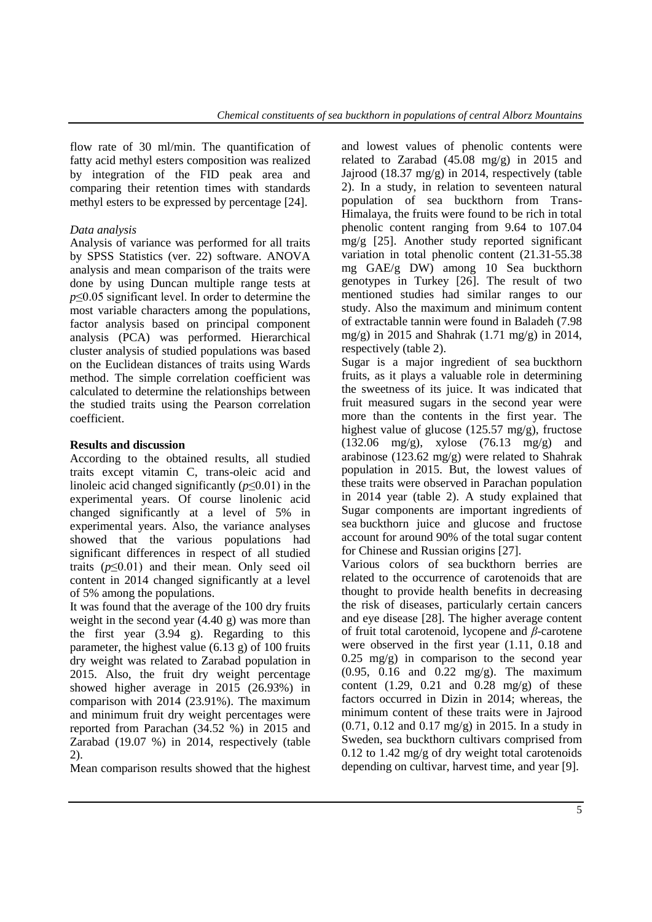flow rate of 30 ml/min. The quantification of fatty acid methyl esters composition was realized by integration of the FID peak area and comparing their retention times with standards methyl esters to be expressed by percentage [24].

*Data analysis*

Analysis of variance was performed for all traits by SPSS Statistics (ver. 22) software. ANOVA analysis and mean comparison of the traits were done by using Duncan multiple range tests at $p \leq 0.05$ significant level. In order to determine the most variable characters among the populations, factor analysis based on principal component analysis (PCA) was performed. Hierarchical cluster analysis of studied populations was based on the Euclidean distances of traits using Wards method. The simple correlation coefficient was calculated to determine the relationships between the studied traits using the Pearson correlation coefficient.

**Results and discussion**

According to the obtained results, all studied traits except vitamin C, trans-oleic acid and linoleic acid changed significantly ($p \leq 0.01$) in the experimental years. Of course linolenic acid changed significantly at a level of 5% in experimental years. Also, the variance analyses showed that the various populations had significant differences in respect of all studied traits ($p \leq 0.01$) and their mean. Only seed oil content in 2014 changed significantly at a level of 5% among the populations.

It was found that the average of the 100 dry fruits weight in the second year (4.40 g) was more than the first year (3.94 g). Regarding to this parameter, the highest value (6.13 g) of 100 fruits dry weight was related to Zarabad population in 2015. Also, the fruit dry weight percentage showed higher average in 2015 (26.93%) in comparison with 2014 (23.91%). The maximum and minimum fruit dry weight percentages were reported from Parachan (34.52 %) in 2015 and Zarabad (19.07 %) in 2014, respectively (table 2).

Mean comparison results showed that the highest and lowest values of phenolic contents were related to Zarabad (45.08 mg/g) in 2015 and Jajrood (18.37 mg/g) in 2014, respectively (table 2). In a study, in relation to seventeen natural population of sea buckthorn from Trans-Himalaya, the fruits were found to be rich in total phenolic content ranging from 9.64 to 107.04 mg/g [25]. Another study reported significant variation in total phenolic content (21.31-55.38 mg GAE/g DW) among 10 Sea buckthorn genotypes in Turkey [26]. The result of two mentioned studies had similar ranges to our study. Also the maximum and minimum content of extractable tannin were found in Baladeh (7.98 mg/g) in 2015 and Shahrak (1.71 mg/g) in 2014, respectively (table 2).

Sugar is a major ingredient of sea buckthorn fruits, as it plays a valuable role in determining the sweetness of its juice. It was indicated that fruit measured sugars in the second year were more than the contents in the first year. The highest value of glucose (125.57 mg/g), fructose (132.06 mg/g), xylose (76.13 mg/g) and arabinose (123.62 mg/g) were related to Shahrak population in 2015. But, the lowest values of these traits were observed in Parachan population in 2014 year (table 2). A study explained that Sugar components are important ingredients of sea buckthorn juice and glucose and fructose account for around 90% of the total sugar content for Chinese and Russian origins [27].

Various colors of sea buckthorn berries are related to the occurrence of carotenoids that are thought to provide health benefits in decreasing the risk of diseases, particularly certain cancers and eye disease [28]. The higher average content of fruit total carotenoid, lycopene and *β*-carotene were observed in the first year (1.11, 0.18 and 0.25 mg/g) in comparison to the second year (0.95, 0.16 and 0.22 mg/g). The maximum content (1.29, 0.21 and 0.28 mg/g) of these factors occurred in Dizin in 2014; whereas, the minimum content of these traits were in Jajrood (0.71, 0.12 and 0.17 mg/g) in 2015. In a study in Sweden, sea buckthorn cultivars comprised from 0.12 to 1.42 mg/g of dry weight total carotenoids depending on cultivar, harvest time, and year [9].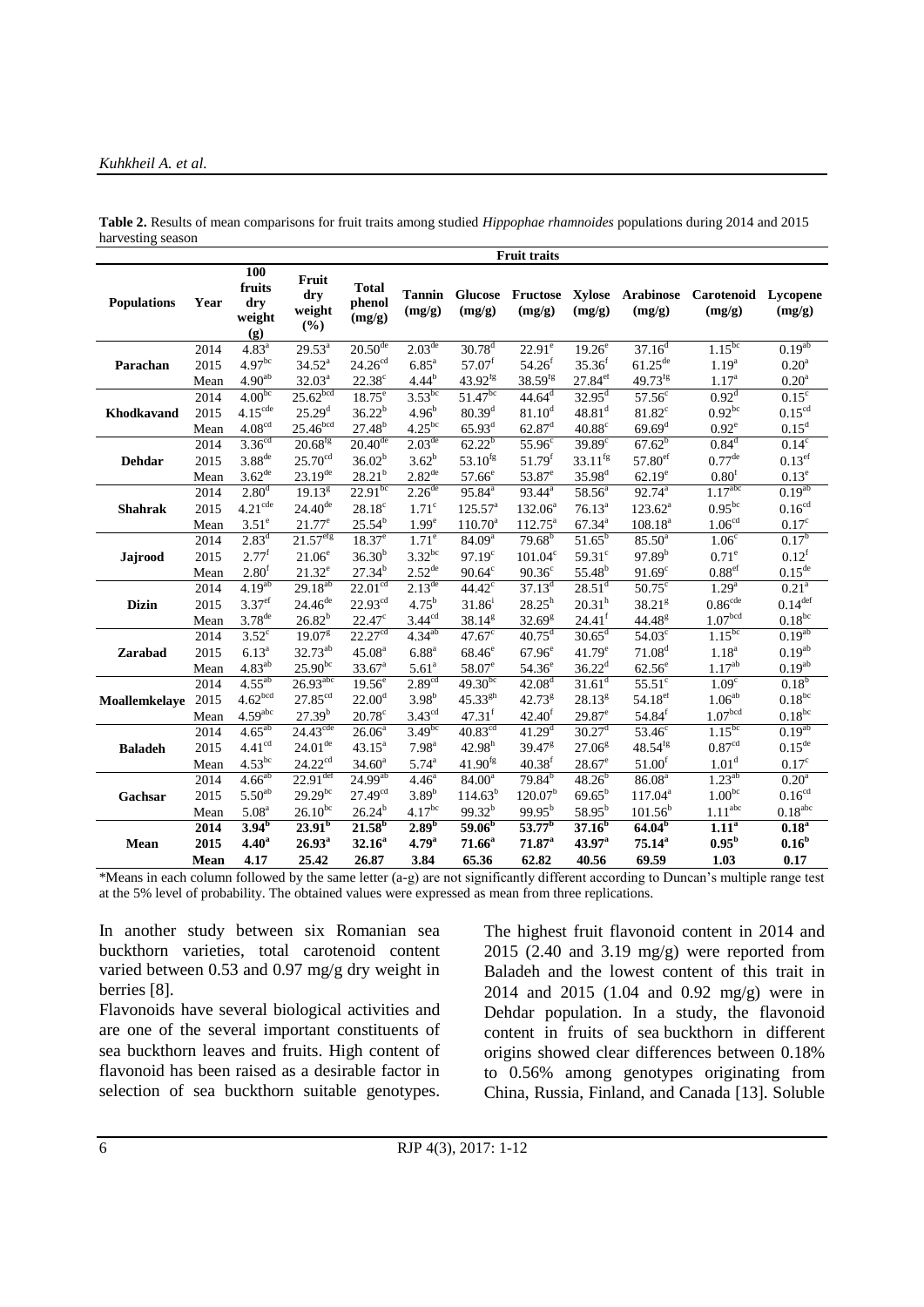**Table 2.** Results of mean comparisons for fruit traits among studied *Hippophae rhamnoides* populations during 2014 and 2015 harvesting season

| Populations | Year | 100 fruits dry weight (g) | Fruit dry weight (%) | Total phenol (mg/g) | Tannin (mg/g) | Glucose (mg/g) | Fructose (mg/g) | Xylose (mg/g) | Arabinose (mg/g) | Carotenoid (mg/g) | Lycopene (mg/g) |
|---|---|---|---|---|---|---|---|---|---|---|---|
| Parachan | 2014 | 4.83[a] | 29.53[a] | 20.50[de] | 2.03[de] | 30.78[d] | 22.91[e] | 19.26[e] | 37.16[d] | 1.15[bc] | 0.19[ab] |
| | 2015 | 4.97[bc] | 34.52[a] | 24.26[cd] | 6.85[a] | 57.07[f] | 54.26[f] | 35.36[f] | 61.25[de] | 1.19[a] | 0.20[a] |
| | Mean | 4.90[ab] | 32.03[a] | 22.38[c] | 4.44[b] | 43.92[fg] | 38.59[fg] | 27.84[ef] | 49.73[fg] | 1.17[a] | 0.20[a] |
| Khodkavand | 2014 | 4.00[bc] | 25.62[bcd] | 18.75[e] | 3.53[bc] | 51.47[bc] | 44.64[d] | 32.95[d] | 57.56[c] | 0.92[d] | 0.15[c] |
| | 2015 | 4.15[cde] | 25.29[d] | 36.22[b] | 4.96[b] | 80.39[d] | 81.10[d] | 48.81[d] | 81.82[c] | 0.92[bc] | 0.15[cd] |
| | Mean | 4.08[cd] | 25.46[bcd] | 27.48[b] | 4.25[bc] | 65.93[d] | 62.87[d] | 40.88[c] | 69.69[d] | 0.92[e] | 0.15[d] |
| Dehdar | 2014 | 3.36[cd] | 20.68[fg] | 20.40[de] | 2.03[de] | 62.22[b] | 55.96[c] | 39.89[c] | 67.62[b] | 0.84[d] | 0.14[c] |
| | 2015 | 3.88[de] | 25.70[cd] | 36.02[b] | 3.62[b] | 53.10[fg] | 51.79[f] | 33.11[fg] | 57.80[ef] | 0.77[de] | 0.13[ef] |
| | Mean | 3.62[de] | 23.19[de] | 28.21[b] | 2.82[de] | 57.66[e] | 53.87[e] | 35.98[d] | 62.19[e] | 0.80[f] | 0.13[e] |
| Shahrak | 2014 | 2.80[d] | 19.13[g] | 22.91[bc] | 2.26[de] | 95.84[a] | 93.44[a] | 58.56[a] | 92.74[a] | 1.17[abc] | 0.19[ab] |
| | 2015 | 4.21[cde] | 24.40[de] | 28.18[c] | 1.71[c] | 125.57[a] | 132.06[a] | 76.13[a] | 123.62[a] | 0.95[bc] | 0.16[cd] |
| | Mean | 3.51[e] | 21.77[e] | 25.54[b] | 1.99[e] | 110.70[a] | 112.75[a] | 67.34[a] | 108.18[a] | 1.06[cd] | 0.17[c] |
| Jajrood | 2014 | 2.83[d] | 21.57[efg] | 18.37[e] | 1.71[e] | 84.09[a] | 79.68[b] | 51.65[b] | 85.50[a] | 1.06[c] | 0.17[b] |
| | 2015 | 2.77[f] | 21.06[e] | 36.30[b] | 3.32[bc] | 97.19[c] | 101.04[c] | 59.31[c] | 97.89[b] | 0.71[e] | 0.12[f] |
| | Mean | 2.80[f] | 21.32[e] | 27.34[b] | 2.52[de] | 90.64[c] | 90.36[c] | 55.48[b] | 91.69[c] | 0.88[ef] | 0.15[de] |
| Dizin | 2014 | 4.19[ab] | 29.18[ab] | 22.01[cd] | 2.13[de] | 44.42[c] | 37.13[d] | 28.51[d] | 50.75[c] | 1.29[a] | 0.21[a] |
| | 2015 | 3.37[ef] | 24.46[de] | 22.93[cd] | 4.75[b] | 31.86[i] | 28.25[h] | 20.31[h] | 38.21[g] | 0.86[cde] | 0.14[def] |
| | Mean | 3.78[de] | 26.82[b] | 22.47[c] | 3.44[cd] | 38.14[g] | 32.69[g] | 24.41[f] | 44.48[g] | 1.07[bcd] | 0.18[bc] |
| Zarabad | 2014 | 3.52[c] | 19.07[g] | 22.27[cd] | 4.34[ab] | 47.67[c] | 40.75[d] | 30.65[d] | 54.03[c] | 1.15[bc] | 0.19[ab] |
| | 2015 | 6.13[a] | 32.73[ab] | 45.08[a] | 6.88[a] | 68.46[e] | 67.96[e] | 41.79[e] | 71.08[d] | 1.18[a] | 0.19[ab] |
| | Mean | 4.83[ab] | 25.90[bc] | 33.67[a] | 5.61[a] | 58.07[e] | 54.36[e] | 36.22[d] | 62.56[e] | 1.17[ab] | 0.19[ab] |
| Moallemkelaye | 2014 | 4.55[ab] | 26.93[abc] | 19.56[e] | 2.89[cd] | 49.30[bc] | 42.08[d] | 31.61[d] | 55.51[c] | 1.09[c] | 0.18[b] |
| | 2015 | 4.62[bcd] | 27.85[cd] | 22.00[d] | 3.98[b] | 45.33[gh] | 42.73[g] | 28.13[g] | 54.18[ef] | 1.06[ab] | 0.18[bc] |
| | Mean | 4.59[abc] | 27.39[b] | 20.78[c] | 3.43[cd] | 47.31[f] | 42.40[f] | 29.87[e] | 54.84[f] | 1.07[bcd] | 0.18[bc] |
| Baladeh | 2014 | 4.65[ab] | 24.43[cde] | 26.06[a] | 3.49[bc] | 40.83[cd] | 41.29[d] | 30.27[d] | 53.46[c] | 1.15[bc] | 0.19[ab] |
| | 2015 | 4.41[cd] | 24.01[de] | 43.15[a] | 7.98[a] | 42.98[h] | 39.47[g] | 27.06[g] | 48.54[fg] | 0.87[cd] | 0.15[de] |
| | Mean | 4.53[bc] | 24.22[cd] | 34.60[a] | 5.74[a] | 41.90[fg] | 40.38[f] | 28.67[e] | 51.00[f] | 1.01[d] | 0.17[c] |
| Gachsar | 2014 | 4.66[ab] | 22.91[def] | 24.99[ab] | 4.46[a] | 84.00[a] | 79.84[b] | 48.26[b] | 86.08[a] | 1.23[ab] | 0.20[a] |
| | 2015 | 5.50[ab] | 29.29[bc] | 27.49[cd] | 3.89[b] | 114.63[b] | 120.07[b] | 69.65[b] | 117.04[a] | 1.00[bc] | 0.16[cd] |
| | Mean | 5.08[a] | 26.10[bc] | 26.24[b] | 4.17[bc] | 99.32[b] | 99.95[b] | 58.95[b] | 101.56[b] | 1.11[abc] | 0.18[abc] |
| **Mean** | **2014** | **3.94[b]** | **23.91[b]** | **21.58[b]** | **2.89[b]** | **59.06[b]** | **53.77[b]** | **37.16[b]** | **64.04[b]** | **1.11[a]** | **0.18[a]** |
| | **2015** | **4.40[a]** | **26.93[a]** | **32.16[a]** | **4.79[a]** | **71.66[a]** | **71.87[a]** | **43.97[a]** | **75.14[a]** | **0.95[b]** | **0.16[b]** |
| | **Mean** | **4.17** | **25.42** | **26.87** | **3.84** | **65.36** | **62.82** | **40.56** | **69.59** | **1.03** | **0.17** |

*Means in each column followed by the same letter (a-g) are not significantly different according to Duncan's multiple range test at the 5% level of probability. The obtained values were expressed as mean from three replications.

In another study between six Romanian sea buckthorn varieties, total carotenoid content varied between 0.53 and 0.97 mg/g dry weight in berries [8].

Flavonoids have several biological activities and are one of the several important constituents of sea buckthorn leaves and fruits. High content of flavonoid has been raised as a desirable factor in selection of sea buckthorn suitable genotypes. The highest fruit flavonoid content in 2014 and 2015 (2.40 and 3.19 mg/g) were reported from Baladeh and the lowest content of this trait in 2014 and 2015 (1.04 and 0.92 mg/g) were in Dehdar population. In a study, the flavonoid content in fruits of sea buckthorn in different origins showed clear differences between 0.18% to 0.56% among genotypes originating from China, Russia, Finland, and Canada [13]. Soluble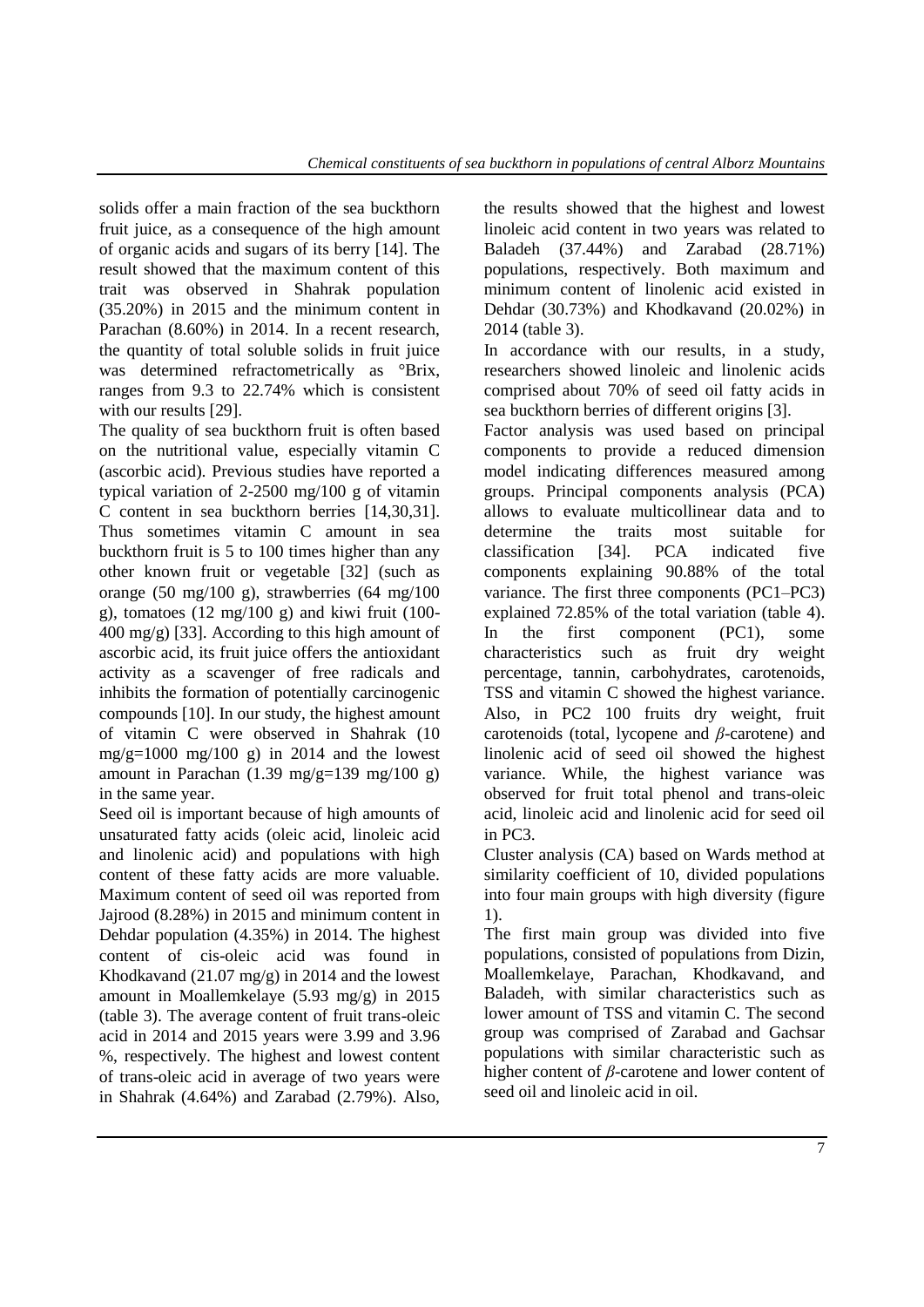solids offer a main fraction of the sea buckthorn fruit juice, as a consequence of the high amount of organic acids and sugars of its berry [14]. The result showed that the maximum content of this trait was observed in Shahrak population (35.20%) in 2015 and the minimum content in Parachan (8.60%) in 2014. In a recent research, the quantity of total soluble solids in fruit juice was determined refractometrically as °Brix, ranges from 9.3 to 22.74% which is consistent with our results [29].

The quality of sea buckthorn fruit is often based on the nutritional value, especially vitamin C (ascorbic acid). Previous studies have reported a typical variation of 2-2500 mg/100 g of vitamin C content in sea buckthorn berries [14,30,31]. Thus sometimes vitamin C amount in sea buckthorn fruit is 5 to 100 times higher than any other known fruit or vegetable [32] (such as orange (50 mg/100 g), strawberries (64 mg/100 g), tomatoes (12 mg/100 g) and kiwi fruit (100-400 mg/g) [33]. According to this high amount of ascorbic acid, its fruit juice offers the antioxidant activity as a scavenger of free radicals and inhibits the formation of potentially carcinogenic compounds [10]. In our study, the highest amount of vitamin C were observed in Shahrak (10 mg/g=1000 mg/100 g) in 2014 and the lowest amount in Parachan (1.39 mg/g=139 mg/100 g) in the same year.

Seed oil is important because of high amounts of unsaturated fatty acids (oleic acid, linoleic acid and linolenic acid) and populations with high content of these fatty acids are more valuable. Maximum content of seed oil was reported from Jajrood (8.28%) in 2015 and minimum content in Dehdar population (4.35%) in 2014. The highest content of cis-oleic acid was found in Khodkavand (21.07 mg/g) in 2014 and the lowest amount in Moallemkelaye (5.93 mg/g) in 2015 (table 3). The average content of fruit trans-oleic acid in 2014 and 2015 years were 3.99 and 3.96 %, respectively. The highest and lowest content of trans-oleic acid in average of two years were in Shahrak (4.64%) and Zarabad (2.79%). Also, the results showed that the highest and lowest linoleic acid content in two years was related to Baladeh (37.44%) and Zarabad (28.71%) populations, respectively. Both maximum and minimum content of linolenic acid existed in Dehdar (30.73%) and Khodkavand (20.02%) in 2014 (table 3).

In accordance with our results, in a study, researchers showed linoleic and linolenic acids comprised about 70% of seed oil fatty acids in sea buckthorn berries of different origins [3].

Factor analysis was used based on principal components to provide a reduced dimension model indicating differences measured among groups. Principal components analysis (PCA) allows to evaluate multicollinear data and to determine the traits most suitable for classification [34]. PCA indicated five components explaining 90.88% of the total variance. The first three components (PC1–PC3) explained 72.85% of the total variation (table 4). In the first component (PC1), some characteristics such as fruit dry weight percentage, tannin, carbohydrates, carotenoids, TSS and vitamin C showed the highest variance. Also, in PC2 100 fruits dry weight, fruit carotenoids (total, lycopene and *β*-carotene) and linolenic acid of seed oil showed the highest variance. While, the highest variance was observed for fruit total phenol and trans-oleic acid, linoleic acid and linolenic acid for seed oil in PC3.

Cluster analysis (CA) based on Wards method at similarity coefficient of 10, divided populations into four main groups with high diversity (figure 1).

The first main group was divided into five populations, consisted of populations from Dizin, Moallemkelaye, Parachan, Khodkavand, and Baladeh, with similar characteristics such as lower amount of TSS and vitamin C. The second group was comprised of Zarabad and Gachsar populations with similar characteristic such as higher content of *β*-carotene and lower content of seed oil and linoleic acid in oil.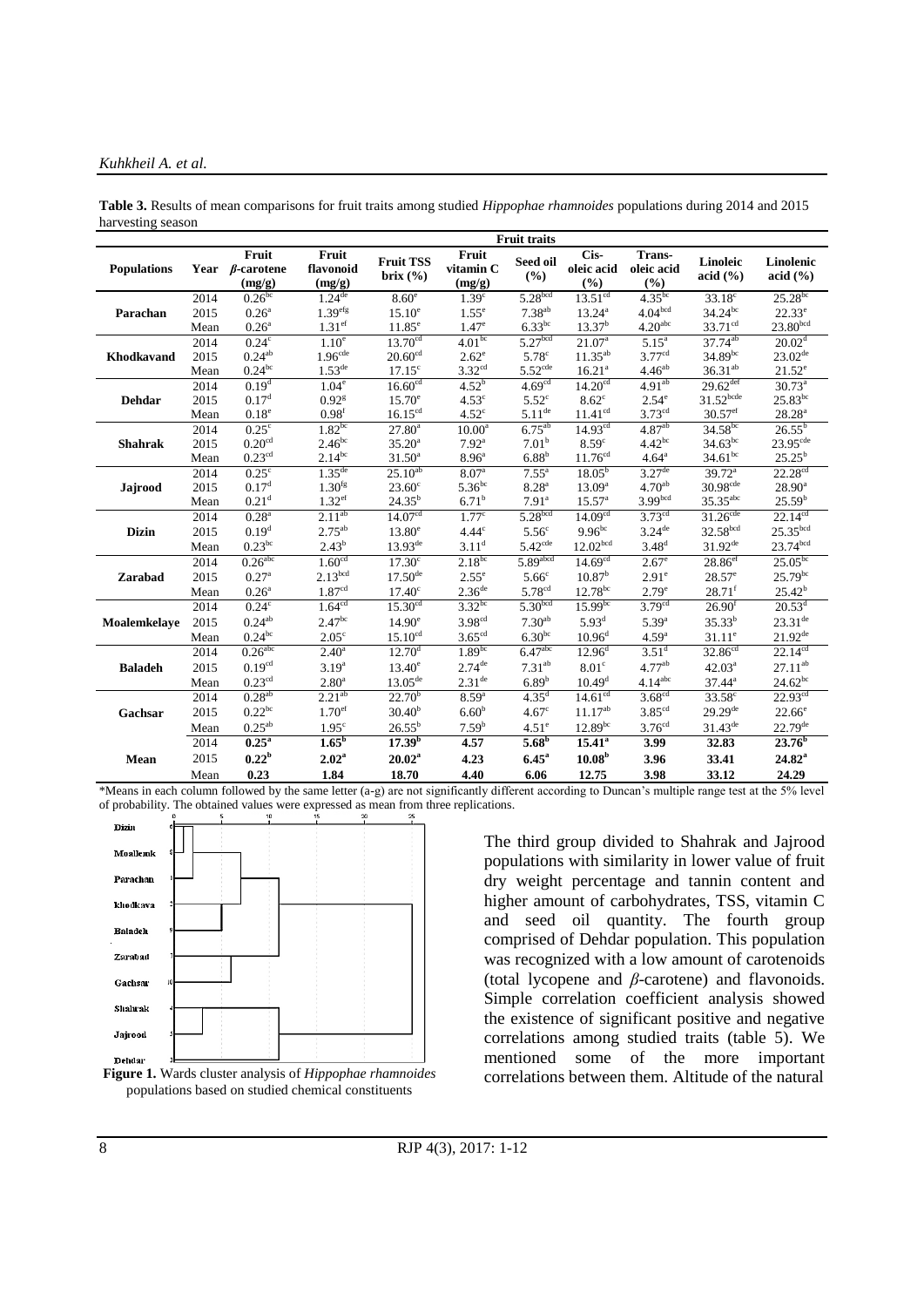**Table 3.** Results of mean comparisons for fruit traits among studied *Hippophae rhamnoides* populations during 2014 and 2015 harvesting season

| Populations | Year | Fruit $\beta$-carotene (mg/g) | Fruit flavonoid (mg/g) | Fruit TSS brix (%) | Fruit vitamin C (mg/g) | Seed oil (%) | Cis-oleic acid (%) | Trans-oleic acid (%) | Linoleic acid (%) | Linolenic acid (%) |
|---|---|---|---|---|---|---|---|---|---|---|
| Parachan | 2014 | $0.26^{bc}$ | $1.24^{de}$ | $8.60^{e}$ | $1.39^{c}$ | $5.28^{bcd}$ | $13.51^{cd}$ | $4.35^{bc}$ | $33.18^{c}$ | $25.28^{bc}$ |
| | 2015 | $0.26^{a}$ | $1.39^{efg}$ | $15.10^{e}$ | $1.55^{e}$ | $7.38^{ab}$ | $13.24^{a}$ | $4.04^{bcd}$ | $34.24^{bc}$ | $22.33^{e}$ |
| | Mean | $0.26^{a}$ | $1.31^{ef}$ | $11.85^{e}$ | $1.47^{e}$ | $6.33^{bc}$ | $13.37^{b}$ | $4.20^{abc}$ | $33.71^{cd}$ | $23.80^{bcd}$ |
| Khodkavand | 2014 | $0.24^{c}$ | $1.10^{e}$ | $13.70^{cd}$ | $4.01^{bc}$ | $5.27^{bcd}$ | $21.07^{a}$ | $5.15^{a}$ | $37.74^{ab}$ | $20.02^{d}$ |
| | 2015 | $0.24^{ab}$ | $1.96^{cde}$ | $20.60^{cd}$ | $2.62^{e}$ | $5.78^{c}$ | $11.35^{ab}$ | $3.77^{cd}$ | $34.89^{bc}$ | $23.02^{de}$ |
| | Mean | $0.24^{bc}$ | $1.53^{de}$ | $17.15^{c}$ | $3.32^{cd}$ | $5.52^{cde}$ | $16.21^{a}$ | $4.46^{ab}$ | $36.31^{ab}$ | $21.52^{e}$ |
| Dehdar | 2014 | $0.19^{d}$ | $1.04^{e}$ | $16.60^{cd}$ | $4.52^{b}$ | $4.69^{cd}$ | $14.20^{cd}$ | $4.91^{ab}$ | $29.62^{def}$ | $30.73^{a}$ |
| | 2015 | $0.17^{d}$ | $0.92^{g}$ | $15.70^{e}$ | $4.53^{c}$ | $5.52^{c}$ | $8.62^{c}$ | $2.54^{e}$ | $31.52^{bcde}$ | $25.83^{bc}$ |
| | Mean | $0.18^{e}$ | $0.98^{f}$ | $16.15^{cd}$ | $4.52^{c}$ | $5.11^{de}$ | $11.41^{cd}$ | $3.73^{cd}$ | $30.57^{ef}$ | $28.28^{a}$ |
| Shahrak | 2014 | $0.25^{c}$ | $1.82^{bc}$ | $27.80^{a}$ | $10.00^{a}$ | $6.75^{ab}$ | $14.93^{cd}$ | $4.87^{ab}$ | $34.58^{bc}$ | $26.55^{b}$ |
| | 2015 | $0.20^{cd}$ | $2.46^{bc}$ | $35.20^{a}$ | $7.92^{a}$ | $7.01^{b}$ | $8.59^{c}$ | $4.42^{bc}$ | $34.63^{bc}$ | $23.95^{cde}$ |
| | Mean | $0.23^{cd}$ | $2.14^{bc}$ | $31.50^{a}$ | $8.96^{a}$ | $6.88^{b}$ | $11.76^{cd}$ | $4.64^{a}$ | $34.61^{bc}$ | $25.25^{b}$ |
| Jajrood | 2014 | $0.25^{c}$ | $1.35^{de}$ | $25.10^{ab}$ | $8.07^{a}$ | $7.55^{a}$ | $18.05^{b}$ | $3.27^{de}$ | $39.72^{a}$ | $22.28^{cd}$ |
| | 2015 | $0.17^{d}$ | $1.30^{fg}$ | $23.60^{c}$ | $5.36^{bc}$ | $8.28^{a}$ | $13.09^{a}$ | $4.70^{ab}$ | $30.98^{cde}$ | $28.90^{a}$ |
| | Mean | $0.21^{d}$ | $1.32^{ef}$ | $24.35^{b}$ | $6.71^{b}$ | $7.91^{a}$ | $15.57^{a}$ | $3.99^{bcd}$ | $35.35^{abc}$ | $25.59^{b}$ |
| Dizin | 2014 | $0.28^{a}$ | $2.11^{ab}$ | $14.07^{cd}$ | $1.77^{c}$ | $5.28^{bcd}$ | $14.09^{cd}$ | $3.73^{cd}$ | $31.26^{cde}$ | $22.14^{cd}$ |
| | 2015 | $0.19^{d}$ | $2.75^{ab}$ | $13.80^{e}$ | $4.44^{c}$ | $5.56^{c}$ | $9.96^{bc}$ | $3.24^{de}$ | $32.58^{bcd}$ | $25.35^{bcd}$ |
| | Mean | $0.23^{bc}$ | $2.43^{b}$ | $13.93^{de}$ | $3.11^{d}$ | $5.42^{cde}$ | $12.02^{bcd}$ | $3.48^{d}$ | $31.92^{de}$ | $23.74^{bcd}$ |
| Zarabad | 2014 | $0.26^{abc}$ | $1.60^{cd}$ | $17.30^{c}$ | $2.18^{bc}$ | $5.89^{abcd}$ | $14.69^{cd}$ | $2.67^{e}$ | $28.86^{ef}$ | $25.05^{bc}$ |
| | 2015 | $0.27^{a}$ | $2.13^{bcd}$ | $17.50^{de}$ | $2.55^{e}$ | $5.66^{c}$ | $10.87^{b}$ | $2.91^{e}$ | $28.57^{e}$ | $25.79^{bc}$ |
| | Mean | $0.26^{a}$ | $1.87^{cd}$ | $17.40^{c}$ | $2.36^{de}$ | $5.78^{cd}$ | $12.78^{bc}$ | $2.79^{e}$ | $28.71^{f}$ | $25.42^{b}$ |
| Moalemkelaye | 2014 | $0.24^{c}$ | $1.64^{cd}$ | $15.30^{cd}$ | $3.32^{bc}$ | $5.30^{bcd}$ | $15.99^{bc}$ | $3.79^{cd}$ | $26.90^{f}$ | $20.53^{d}$ |
| | 2015 | $0.24^{ab}$ | $2.47^{bc}$ | $14.90^{e}$ | $3.98^{cd}$ | $7.30^{ab}$ | $5.93^{d}$ | $5.39^{a}$ | $35.33^{b}$ | $23.31^{de}$ |
| | Mean | $0.24^{bc}$ | $2.05^{c}$ | $15.10^{cd}$ | $3.65^{cd}$ | $6.30^{bc}$ | $10.96^{d}$ | $4.59^{a}$ | $31.11^{e}$ | $21.92^{de}$ |
| Baladeh | 2014 | $0.26^{abc}$ | $2.40^{a}$ | $12.70^{d}$ | $1.89^{bc}$ | $6.47^{abc}$ | $12.96^{d}$ | $3.51^{d}$ | $32.86^{cd}$ | $22.14^{cd}$ |
| | 2015 | $0.19^{cd}$ | $3.19^{a}$ | $13.40^{e}$ | $2.74^{de}$ | $7.31^{ab}$ | $8.01^{c}$ | $4.77^{ab}$ | $42.03^{a}$ | $27.11^{ab}$ |
| | Mean | $0.23^{cd}$ | $2.80^{a}$ | $13.05^{de}$ | $2.31^{de}$ | $6.89^{b}$ | $10.49^{d}$ | $4.14^{abc}$ | $37.44^{a}$ | $24.62^{bc}$ |
| Gachsar | 2014 | $0.28^{ab}$ | $2.21^{ab}$ | $22.70^{b}$ | $8.59^{a}$ | $4.35^{d}$ | $14.61^{cd}$ | $3.68^{cd}$ | $33.58^{c}$ | $22.93^{cd}$ |
| | 2015 | $0.22^{bc}$ | $1.70^{ef}$ | $30.40^{b}$ | $6.60^{b}$ | $4.67^{c}$ | $11.17^{ab}$ | $3.85^{cd}$ | $29.29^{de}$ | $22.66^{e}$ |
| | Mean | $0.25^{ab}$ | $1.95^{c}$ | $26.55^{b}$ | $7.59^{b}$ | $4.51^{e}$ | $12.89^{bc}$ | $3.76^{cd}$ | $31.43^{de}$ | $22.79^{de}$ |
| **Mean** | 2014 | $\mathbf{0.25^{a}}$ | $\mathbf{1.65^{b}}$ | $\mathbf{17.39^{b}}$ | **4.57** | $\mathbf{5.68^{b}}$ | $\mathbf{15.41^{a}}$ | **3.99** | **32.83** | $\mathbf{23.76^{b}}$ |
| | 2015 | $\mathbf{0.22^{b}}$ | $\mathbf{2.02^{a}}$ | $\mathbf{20.02^{a}}$ | **4.23** | $\mathbf{6.45^{a}}$ | $\mathbf{10.08^{b}}$ | **3.96** | **33.41** | $\mathbf{24.82^{a}}$ |
| | Mean | **0.23** | **1.84** | **18.70** | **4.40** | **6.06** | **12.75** | **3.98** | **33.12** | **24.29** |

*Means in each column followed by the same letter (a-g) are not significantly different according to Duncan's multiple range test at the 5% level of probability. The obtained values were expressed as mean from three replications.

**Figure 1.** Wards cluster analysis of *Hippophae rhamnoides* populations based on studied chemical constituents

The third group divided to Shahrak and Jajrood populations with similarity in lower value of fruit dry weight percentage and tannin content and higher amount of carbohydrates, TSS, vitamin C and seed oil quantity. The fourth group comprised of Dehdar population. This population was recognized with a low amount of carotenoids (total lycopene and $\beta$-carotene) and flavonoids. Simple correlation coefficient analysis showed the existence of significant positive and negative correlations among studied traits (table 5). We mentioned some of the more important correlations between them. Altitude of the natural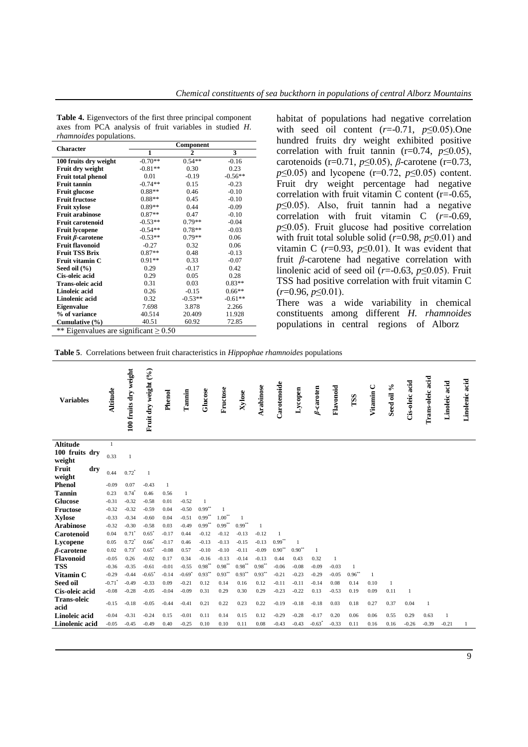**Table 4.** Eigenvectors of the first three principal component axes from PCA analysis of fruit variables in studied *H. rhamnoides* populations.

| Character | Component | | |
|---|---|---|---|
| | 1 | 2 | 3 |
| **100 fruits dry weight** | -0.70** | 0.54** | -0.16 |
| **Fruit dry weight** | -0.81** | 0.30 | 0.23 |
| **Fruit total phenol** | 0.01 | -0.19 | -0.56** |
| **Fruit tannin** | -0.74** | 0.15 | -0.23 |
| **Fruit glucose** | 0.88** | 0.46 | -0.10 |
| **Fruit fructose** | 0.88** | 0.45 | -0.10 |
| **Fruit xylose** | 0.89** | 0.44 | -0.09 |
| **Fruit arabinose** | 0.87** | 0.47 | -0.10 |
| **Fruit carotenoid** | -0.53** | 0.79** | -0.04 |
| **Fruit lycopene** | -0.54** | 0.78** | -0.03 |
| **Fruit *β*-carotene** | -0.53** | 0.79** | 0.06 |
| **Fruit flavonoid** | -0.27 | 0.32 | 0.06 |
| **Fruit TSS Brix** | 0.87** | 0.48 | -0.13 |
| **Fruit vitamin C** | 0.91** | 0.33 | -0.07 |
| **Seed oil (%)** | 0.29 | -0.17 | 0.42 |
| **Cis-oleic acid** | 0.29 | 0.05 | 0.28 |
| **Trans-oleic acid** | 0.31 | 0.03 | 0.83** |
| **Linoleic acid** | 0.26 | -0.15 | 0.66** |
| **Linolenic acid** | 0.32 | -0.53** | -0.61** |
| **Eigenvalue** | 7.698 | 3.878 | 2.266 |
| **% of variance** | 40.514 | 20.409 | 11.928 |
| **Cumulative (%)** | 40.51 | 60.92 | 72.85 |

** Eigenvalues are significant ≥ 0.50

habitat of populations had negative correlation with seed oil content ($r$=-0.71, $p≤0.05$).One hundred fruits dry weight exhibited positive correlation with fruit tannin (r=0.74, $p≤0.05$), carotenoids (r=0.71, $p≤0.05$), $β$-carotene (r=0.73, $p≤0.05$) and lycopene (r=0.72, $p≤0.05$) content. Fruit dry weight percentage had negative correlation with fruit vitamin C content (r=-0.65, $p≤0.05$). Also, fruit tannin had a negative correlation with fruit vitamin C ($r$=-0.69, $p≤0.05$). Fruit glucose had positive correlation with fruit total soluble solid ($r$=0.98, $p≤0.01$) and vitamin C ($r$=0.93, $p≤0.01$). It was evident that fruit $β$-carotene had negative correlation with linolenic acid of seed oil ($r$=-0.63, $p≤0.05$). Fruit TSS had positive correlation with fruit vitamin C ($r$=0.96, $p≤0.01$).

There was a wide variability in chemical constituents among different *H. rhamnoides* populations in central regions of Alborz

**Table 5**. Correlations between fruit characteristics in *Hippophae rhamnoides* populations

| Variables | Altitude | 100 fruits dry weight | Fruit dry weight (%) | Phenol | Tannin | Glucose | Fructose | Xylose | Arabinose | Carotenoide | Lycopen | *β*-caroten | Flavonoid | TSS | Vitamin C | Seed oil % | Cis-oleic acid | Trans-oleic acid | Linoleic acid | Linolenic acid |
|---|---|---|---|---|---|---|---|---|---|---|---|---|---|---|---|---|---|---|---|---|
| **Altitude** | 1 | | | | | | | | | | | | | | | | | | | |
| **100 fruits dry weight** | 0.33 | 1 | | | | | | | | | | | | | | | | | | |
| **Fruit dry weight** | 0.44 | 0.72* | 1 | | | | | | | | | | | | | | | | | |
| **Phenol** | -0.09 | 0.07 | -0.43 | 1 | | | | | | | | | | | | | | | | |
| **Tannin** | 0.23 | 0.74* | 0.46 | 0.56 | 1 | | | | | | | | | | | | | | | |
| **Glucose** | -0.31 | -0.32 | -0.58 | 0.01 | -0.52 | 1 | | | | | | | | | | | | | | |
| **Fructose** | -0.32 | -0.32 | -0.59 | 0.04 | -0.50 | 0.99** | 1 | | | | | | | | | | | | | |
| **Xylose** | -0.33 | -0.34 | -0.60 | 0.04 | -0.51 | 0.99** | 1.00** | 1 | | | | | | | | | | | | |
| **Arabinose** | -0.32 | -0.30 | -0.58 | 0.03 | -0.49 | 0.99** | 0.99** | 0.99** | 1 | | | | | | | | | | | |
| **Carotenoid** | 0.04 | 0.71* | 0.65* | -0.17 | 0.44 | -0.12 | -0.12 | -0.13 | -0.12 | 1 | | | | | | | | | | |
| **Lycopene** | 0.05 | 0.72* | 0.66* | -0.17 | 0.46 | -0.13 | -0.13 | -0.15 | -0.13 | 0.99** | 1 | | | | | | | | | |
| ***β*-carotene** | 0.02 | 0.73* | 0.65* | -0.08 | 0.57 | -0.10 | -0.10 | -0.11 | -0.09 | 0.90** | 0.90** | 1 | | | | | | | | |
| **Flavonoid** | -0.05 | 0.26 | -0.02 | 0.17 | 0.34 | -0.16 | -0.13 | -0.14 | -0.13 | 0.44 | 0.43 | 0.32 | 1 | | | | | | | |
| **TSS** | -0.36 | -0.35 | -0.61 | -0.01 | -0.55 | 0.98** | 0.98** | 0.98** | 0.98** | -0.06 | -0.08 | -0.09 | -0.03 | 1 | | | | | | |
| **Vitamin C** | -0.29 | -0.44 | -0.65* | -0.14 | -0.69* | 0.93** | 0.93** | 0.93** | 0.93** | -0.21 | -0.23 | -0.29 | -0.05 | 0.96** | 1 | | | | | |
| **Seed oil** | -0.71* | -0.49 | -0.33 | 0.09 | -0.21 | 0.12 | 0.14 | 0.16 | 0.12 | -0.11 | -0.11 | -0.14 | 0.08 | 0.14 | 0.10 | 1 | | | | |
| **Cis-oleic acid** | -0.08 | -0.28 | -0.05 | -0.04 | -0.09 | 0.31 | 0.29 | 0.30 | 0.29 | -0.23 | -0.22 | 0.13 | -0.53 | 0.19 | 0.09 | 0.11 | 1 | | | |
| **Trans-oleic acid** | -0.15 | -0.18 | -0.05 | -0.44 | -0.41 | 0.21 | 0.22 | 0.23 | 0.22 | -0.19 | -0.18 | -0.18 | 0.03 | 0.18 | 0.27 | 0.37 | 0.04 | 1 | | |
| **Linoleic acid** | -0.04 | -0.31 | -0.24 | 0.15 | -0.01 | 0.11 | 0.14 | 0.15 | 0.12 | -0.29 | -0.28 | -0.17 | 0.20 | 0.06 | 0.06 | 0.55 | 0.29 | 0.63 | 1 | |
| **Linolenic acid** | -0.05 | -0.45 | -0.49 | 0.40 | -0.25 | 0.10 | 0.10 | 0.11 | 0.08 | -0.43 | -0.43 | -0.63* | -0.33 | 0.11 | 0.16 | 0.16 | -0.26 | -0.39 | -0.21 | 1 |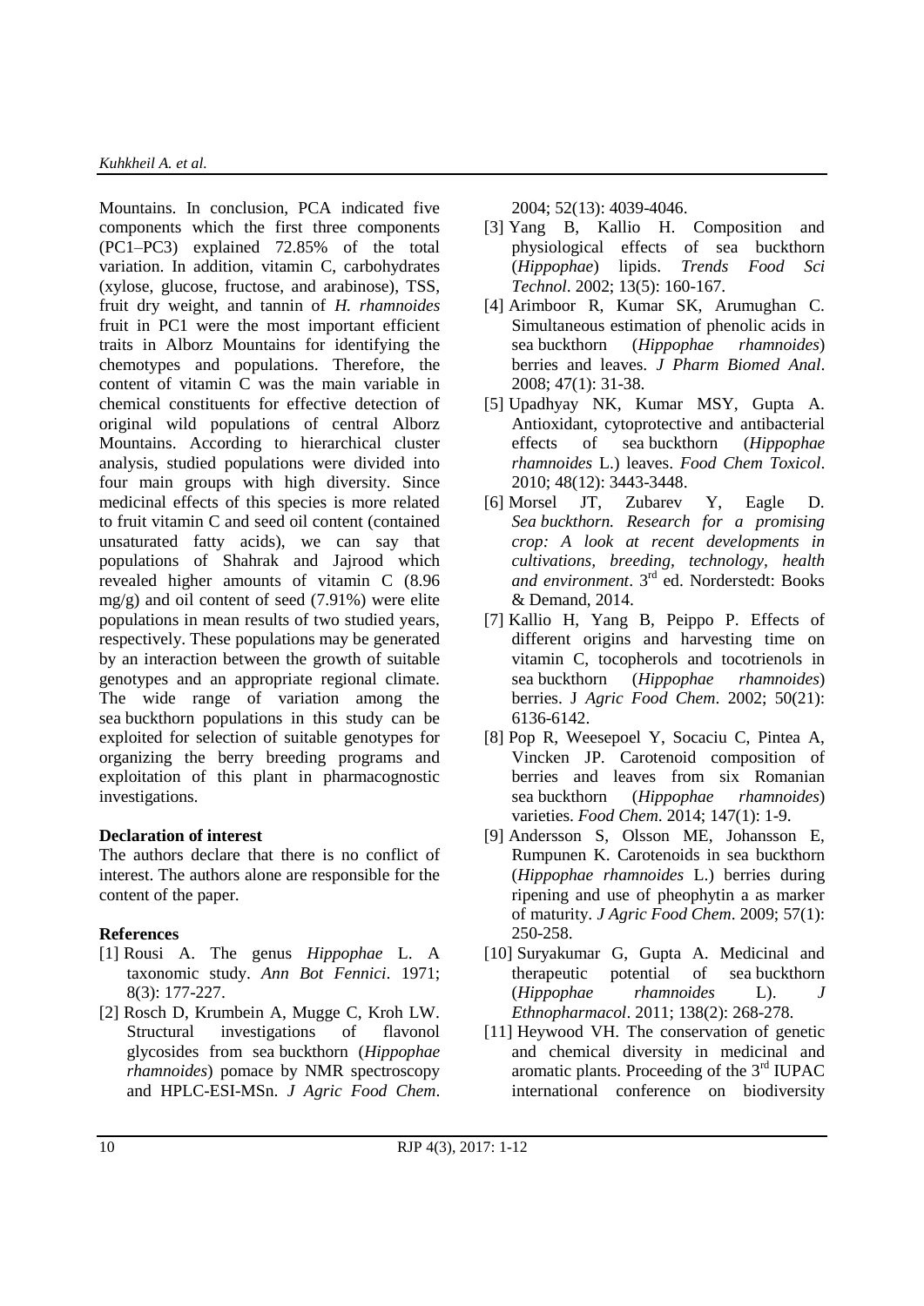Mountains. In conclusion, PCA indicated five components which the first three components (PC1–PC3) explained 72.85% of the total variation. In addition, vitamin C, carbohydrates (xylose, glucose, fructose, and arabinose), TSS, fruit dry weight, and tannin of *H. rhamnoides* fruit in PC1 were the most important efficient traits in Alborz Mountains for identifying the chemotypes and populations. Therefore, the content of vitamin C was the main variable in chemical constituents for effective detection of original wild populations of central Alborz Mountains. According to hierarchical cluster analysis, studied populations were divided into four main groups with high diversity. Since medicinal effects of this species is more related to fruit vitamin C and seed oil content (contained unsaturated fatty acids), we can say that populations of Shahrak and Jajrood which revealed higher amounts of vitamin C (8.96 mg/g) and oil content of seed (7.91%) were elite populations in mean results of two studied years, respectively. These populations may be generated by an interaction between the growth of suitable genotypes and an appropriate regional climate. The wide range of variation among the sea buckthorn populations in this study can be exploited for selection of suitable genotypes for organizing the berry breeding programs and exploitation of this plant in pharmacognostic investigations.

**Declaration of interest**

The authors declare that there is no conflict of interest. The authors alone are responsible for the content of the paper.

**References**

[1] Rousi A. The genus *Hippophae* L. A taxonomic study. *Ann Bot Fennici*. 1971; 8(3): 177-227.

[2] Rosch D, Krumbein A, Mugge C, Kroh LW. Structural investigations of flavonol glycosides from sea buckthorn (*Hippophae rhamnoides*) pomace by NMR spectroscopy and HPLC-ESI-MSn. *J Agric Food Chem*. 2004; 52(13): 4039-4046.

[3] Yang B, Kallio H. Composition and physiological effects of sea buckthorn (*Hippophae*) lipids. *Trends Food Sci Technol*. 2002; 13(5): 160-167.

[4] Arimboor R, Kumar SK, Arumughan C. Simultaneous estimation of phenolic acids in sea buckthorn (*Hippophae rhamnoides*) berries and leaves. *J Pharm Biomed Anal*. 2008; 47(1): 31-38.

[5] Upadhyay NK, Kumar MSY, Gupta A. Antioxidant, cytoprotective and antibacterial effects of sea buckthorn (*Hippophae rhamnoides* L.) leaves. *Food Chem Toxicol*. 2010; 48(12): 3443-3448.

[6] Morsel JT, Zubarev Y, Eagle D. *Sea buckthorn. Research for a promising crop: A look at recent developments in cultivations, breeding, technology, health and environment*. 3rd ed. Norderstedt: Books & Demand, 2014.

[7] Kallio H, Yang B, Peippo P. Effects of different origins and harvesting time on vitamin C, tocopherols and tocotrienols in sea buckthorn (*Hippophae rhamnoides*) berries. J *Agric Food Chem*. 2002; 50(21): 6136-6142.

[8] Pop R, Weesepoel Y, Socaciu C, Pintea A, Vincken JP. Carotenoid composition of berries and leaves from six Romanian sea buckthorn (*Hippophae rhamnoides*) varieties. *Food Chem*. 2014; 147(1): 1-9.

[9] Andersson S, Olsson ME, Johansson E, Rumpunen K. Carotenoids in sea buckthorn (*Hippophae rhamnoides* L.) berries during ripening and use of pheophytin a as marker of maturity. *J Agric Food Chem*. 2009; 57(1): 250-258.

[10] Suryakumar G, Gupta A. Medicinal and therapeutic potential of sea buckthorn (*Hippophae rhamnoides* L). *J Ethnopharmacol*. 2011; 138(2): 268-278.

[11] Heywood VH. The conservation of genetic and chemical diversity in medicinal and aromatic plants. Proceeding of the 3rd IUPAC international conference on biodiversity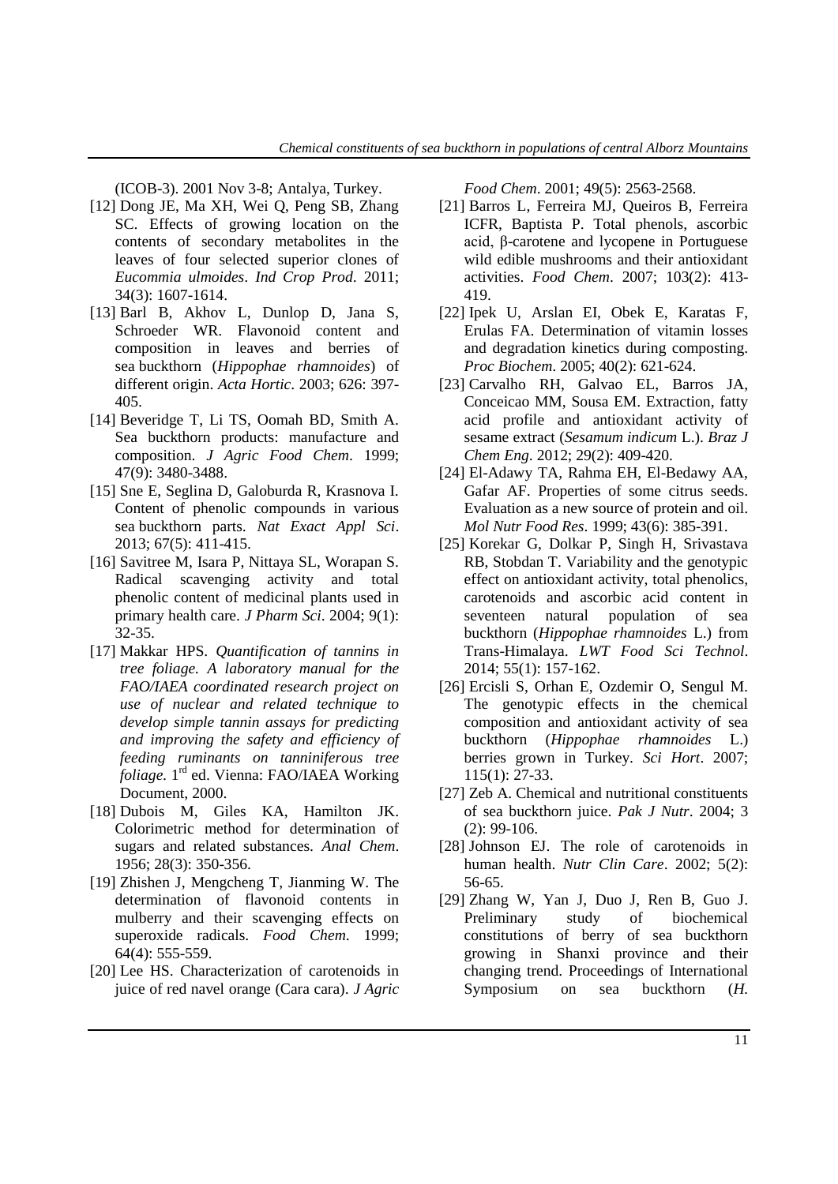(ICOB-3). 2001 Nov 3-8; Antalya, Turkey.

[12] Dong JE, Ma XH, Wei Q, Peng SB, Zhang SC. Effects of growing location on the contents of secondary metabolites in the leaves of four selected superior clones of *Eucommia ulmoides*. *Ind Crop Prod*. 2011; 34(3): 1607-1614.

[13] Barl B, Akhov L, Dunlop D, Jana S, Schroeder WR. Flavonoid content and composition in leaves and berries of sea buckthorn (*Hippophae rhamnoides*) of different origin. *Acta Hortic*. 2003; 626: 397-405.

[14] Beveridge T, Li TS, Oomah BD, Smith A. Sea buckthorn products: manufacture and composition. *J Agric Food Chem*. 1999; 47(9): 3480-3488.

[15] Sne E, Seglina D, Galoburda R, Krasnova I. Content of phenolic compounds in various sea buckthorn parts. *Nat Exact Appl Sci*. 2013; 67(5): 411-415.

[16] Savitree M, Isara P, Nittaya SL, Worapan S. Radical scavenging activity and total phenolic content of medicinal plants used in primary health care. *J Pharm Sci*. 2004; 9(1): 32-35.

[17] Makkar HPS. *Quantification of tannins in tree foliage. A laboratory manual for the FAO/IAEA coordinated research project on use of nuclear and related technique to develop simple tannin assays for predicting and improving the safety and efficiency of feeding ruminants on tanniniferous tree foliage*. 1rd ed. Vienna: FAO/IAEA Working Document, 2000.

[18] Dubois M, Giles KA, Hamilton JK. Colorimetric method for determination of sugars and related substances. *Anal Chem*. 1956; 28(3): 350-356.

[19] Zhishen J, Mengcheng T, Jianming W. The determination of flavonoid contents in mulberry and their scavenging effects on superoxide radicals. *Food Chem*. 1999; 64(4): 555-559.

[20] Lee HS. Characterization of carotenoids in juice of red navel orange (Cara cara). *J Agric Food Chem*. 2001; 49(5): 2563-2568.

[21] Barros L, Ferreira MJ, Queiros B, Ferreira ICFR, Baptista P. Total phenols, ascorbic acid, β-carotene and lycopene in Portuguese wild edible mushrooms and their antioxidant activities. *Food Chem*. 2007; 103(2): 413-419.

[22] Ipek U, Arslan EI, Obek E, Karatas F, Erulas FA. Determination of vitamin losses and degradation kinetics during composting. *Proc Biochem*. 2005; 40(2): 621-624.

[23] Carvalho RH, Galvao EL, Barros JA, Conceicao MM, Sousa EM. Extraction, fatty acid profile and antioxidant activity of sesame extract (*Sesamum indicum* L.). *Braz J Chem Eng*. 2012; 29(2): 409-420.

[24] El-Adawy TA, Rahma EH, El-Bedawy AA, Gafar AF. Properties of some citrus seeds. Evaluation as a new source of protein and oil. *Mol Nutr Food Res*. 1999; 43(6): 385-391.

[25] Korekar G, Dolkar P, Singh H, Srivastava RB, Stobdan T. Variability and the genotypic effect on antioxidant activity, total phenolics, carotenoids and ascorbic acid content in seventeen natural population of sea buckthorn (*Hippophae rhamnoides* L.) from Trans-Himalaya. *LWT Food Sci Technol*. 2014; 55(1): 157-162.

[26] Ercisli S, Orhan E, Ozdemir O, Sengul M. The genotypic effects in the chemical composition and antioxidant activity of sea buckthorn (*Hippophae rhamnoides* L.) berries grown in Turkey. *Sci Hort*. 2007; 115(1): 27-33.

[27] Zeb A. Chemical and nutritional constituents of sea buckthorn juice. *Pak J Nutr*. 2004; 3 (2): 99-106.

[28] Johnson EJ. The role of carotenoids in human health. *Nutr Clin Care*. 2002; 5(2): 56-65.

[29] Zhang W, Yan J, Duo J, Ren B, Guo J. Preliminary study of biochemical constitutions of berry of sea buckthorn growing in Shanxi province and their changing trend. Proceedings of International Symposium on sea buckthorn (*H.*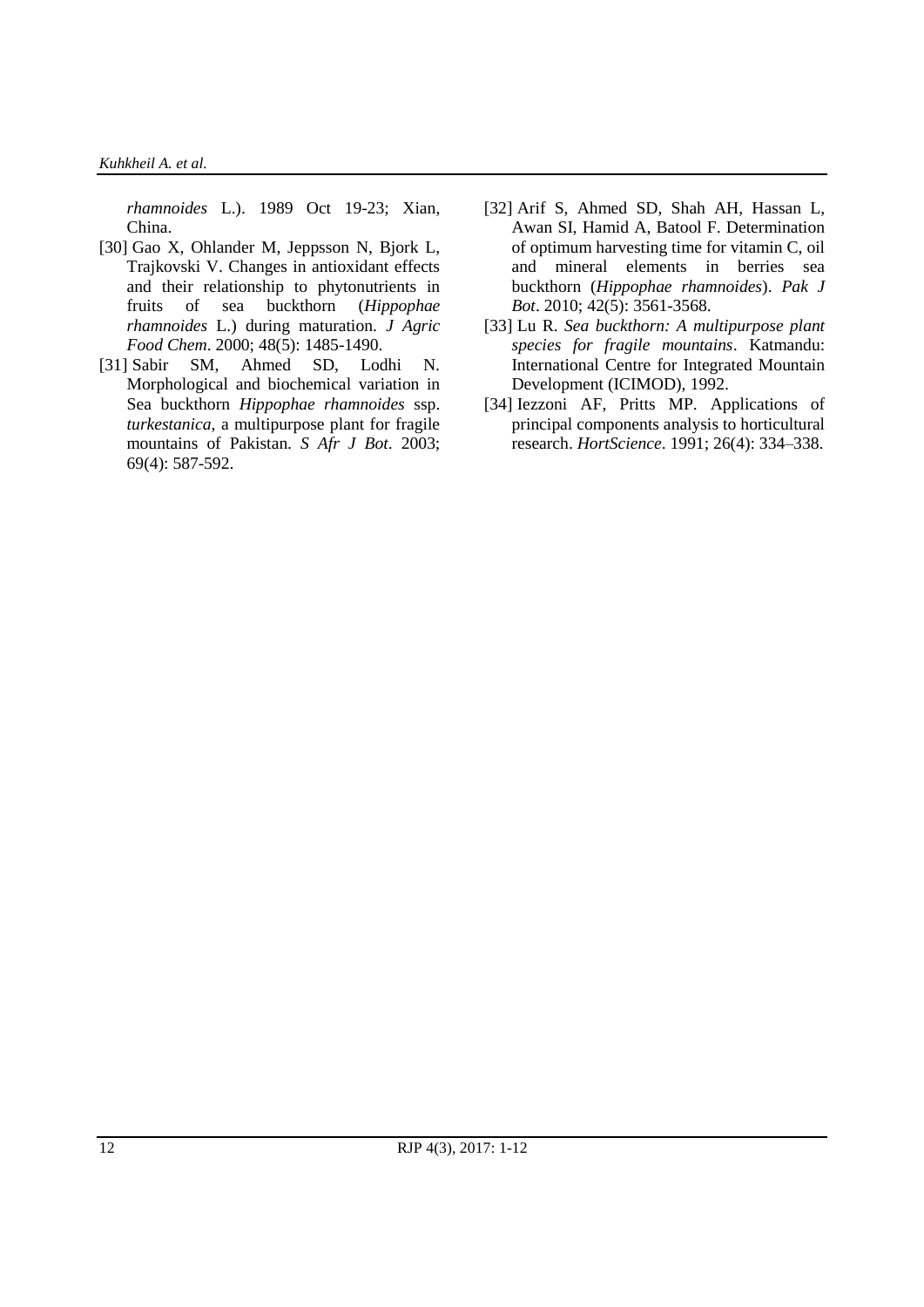*rhamnoides* L.). 1989 Oct 19-23; Xian, China.

[30] Gao X, Ohlander M, Jeppsson N, Bjork L, Trajkovski V. Changes in antioxidant effects and their relationship to phytonutrients in fruits of sea buckthorn (*Hippophae rhamnoides* L.) during maturation. *J Agric Food Chem*. 2000; 48(5): 1485-1490.

[31] Sabir SM, Ahmed SD, Lodhi N. Morphological and biochemical variation in Sea buckthorn *Hippophae rhamnoides* ssp. *turkestanica*, a multipurpose plant for fragile mountains of Pakistan. *S Afr J Bot*. 2003; 69(4): 587-592.

[32] Arif S, Ahmed SD, Shah AH, Hassan L, Awan SI, Hamid A, Batool F. Determination of optimum harvesting time for vitamin C, oil and mineral elements in berries sea buckthorn (*Hippophae rhamnoides*). *Pak J Bot*. 2010; 42(5): 3561-3568.

[33] Lu R. *Sea buckthorn: A multipurpose plant species for fragile mountains*. Katmandu: International Centre for Integrated Mountain Development (ICIMOD), 1992.

[34] Iezzoni AF, Pritts MP. Applications of principal components analysis to horticultural research. *HortScience*. 1991; 26(4): 334–338.